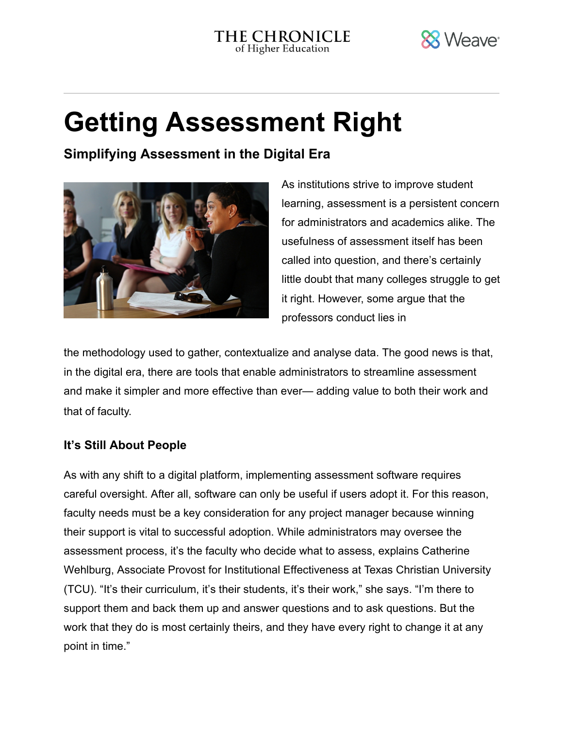THE CHRONICLE of Higher Education

Weave

# Getting Assessment Right

## Simplifying Assessment in the Digital Era

As institutions strive to improve student learning, assessment is a persistent concern for administrators and academics alike. The usefulness of assessment itself has been called into question, and there's certainly little doubt that many colleges struggle to get it right. However, some argue that the professors conduct lies in the methodology used to gather, contextualize and analyse data. The good news is that, in the digital era, there are tools that enable administrators to streamline assessment and make it simpler and more effective than ever— adding value to both their work and that of faculty.

### It's Still About People

As with any shift to a digital platform, implementing assessment software requires careful oversight. After all, software can only be useful if users adopt it. For this reason, faculty needs must be a key consideration for any project manager because winning their support is vital to successful adoption. While administrators may oversee the assessment process, it's the faculty who decide what to assess, explains Catherine Wehlburg, Associate Provost for Institutional Effectiveness at Texas Christian University (TCU). "It's their curriculum, it's their students, it's their work," she says. "I'm there to support them and back them up and answer questions and to ask questions. But the work that they do is most certainly theirs, and they have every right to change it at any point in time."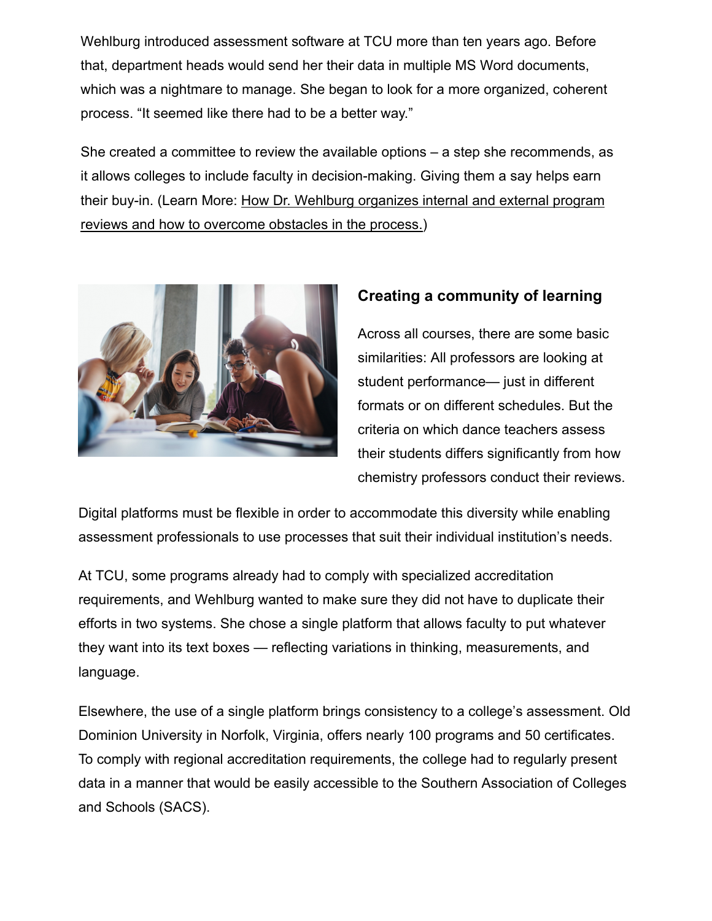Wehlburg introduced assessment software at TCU more than ten years ago. Before that, department heads would send her their data in multiple MS Word documents, which was a nightmare to manage. She began to look for a more organized, coherent process. “It seemed like there had to be a better way.”

She created a committee to review the available options – a step she recommends, as it allows colleges to include faculty in decision-making. Giving them a say helps earn their buy-in. (Learn More: How Dr. Wehlburg organizes internal and external program reviews and how to overcome obstacles in the process.)

### Creating a community of learning

Across all courses, there are some basic similarities: All professors are looking at student performance— just in different formats or on different schedules. But the criteria on which dance teachers assess their students differs significantly from how chemistry professors conduct their reviews.

Digital platforms must be flexible in order to accommodate this diversity while enabling assessment professionals to use processes that suit their individual institution’s needs.

At TCU, some programs already had to comply with specialized accreditation requirements, and Wehlburg wanted to make sure they did not have to duplicate their efforts in two systems. She chose a single platform that allows faculty to put whatever they want into its text boxes — reflecting variations in thinking, measurements, and language.

Elsewhere, the use of a single platform brings consistency to a college’s assessment. Old Dominion University in Norfolk, Virginia, offers nearly 100 programs and 50 certificates. To comply with regional accreditation requirements, the college had to regularly present data in a manner that would be easily accessible to the Southern Association of Colleges and Schools (SACS).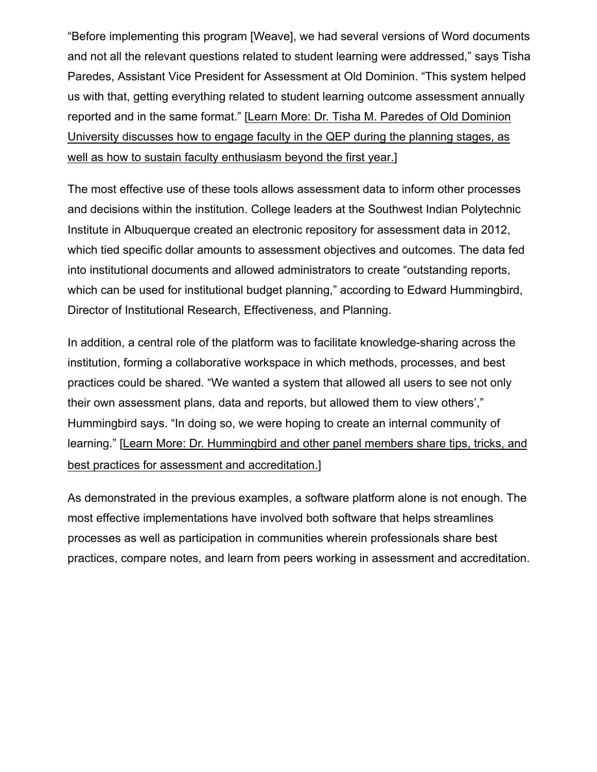"Before implementing this program [Weave], we had several versions of Word documents and not all the relevant questions related to student learning were addressed," says Tisha Paredes, Assistant Vice President for Assessment at Old Dominion. "This system helped us with that, getting everything related to student learning outcome assessment annually reported and in the same format." [Learn More: Dr. Tisha M. Paredes of Old Dominion University discusses how to engage faculty in the QEP during the planning stages, as well as how to sustain faculty enthusiasm beyond the first year.]

The most effective use of these tools allows assessment data to inform other processes and decisions within the institution. College leaders at the Southwest Indian Polytechnic Institute in Albuquerque created an electronic repository for assessment data in 2012, which tied specific dollar amounts to assessment objectives and outcomes. The data fed into institutional documents and allowed administrators to create "outstanding reports, which can be used for institutional budget planning," according to Edward Hummingbird, Director of Institutional Research, Effectiveness, and Planning.

In addition, a central role of the platform was to facilitate knowledge-sharing across the institution, forming a collaborative workspace in which methods, processes, and best practices could be shared. "We wanted a system that allowed all users to see not only their own assessment plans, data and reports, but allowed them to view others'," Hummingbird says. "In doing so, we were hoping to create an internal community of learning." [Learn More: Dr. Hummingbird and other panel members share tips, tricks, and best practices for assessment and accreditation.]

As demonstrated in the previous examples, a software platform alone is not enough. The most effective implementations have involved both software that helps streamlines processes as well as participation in communities wherein professionals share best practices, compare notes, and learn from peers working in assessment and accreditation.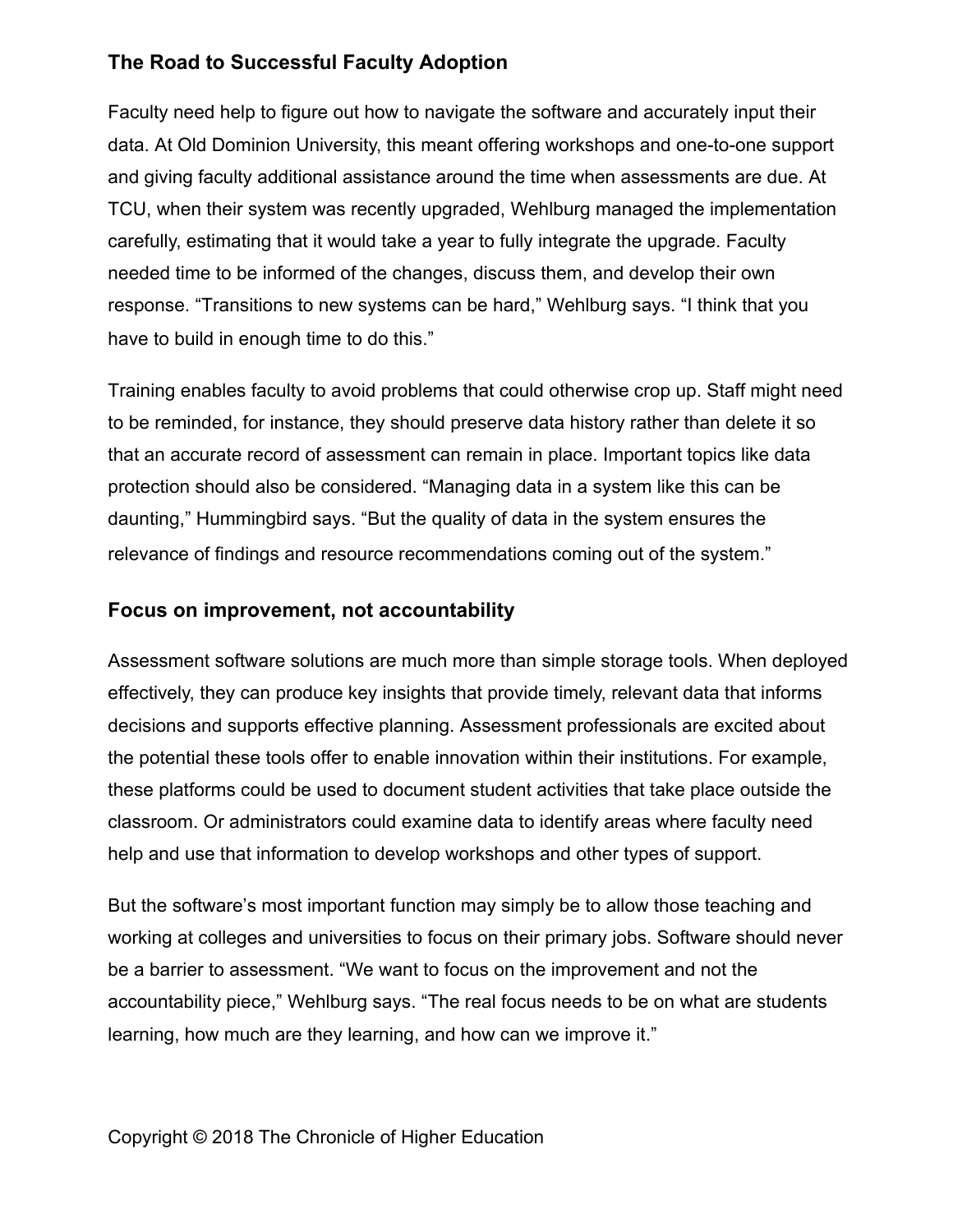## The Road to Successful Faculty Adoption

Faculty need help to figure out how to navigate the software and accurately input their data. At Old Dominion University, this meant offering workshops and one-to-one support and giving faculty additional assistance around the time when assessments are due. At TCU, when their system was recently upgraded, Wehlburg managed the implementation carefully, estimating that it would take a year to fully integrate the upgrade. Faculty needed time to be informed of the changes, discuss them, and develop their own response. “Transitions to new systems can be hard,” Wehlburg says. “I think that you have to build in enough time to do this.”

Training enables faculty to avoid problems that could otherwise crop up. Staff might need to be reminded, for instance, they should preserve data history rather than delete it so that an accurate record of assessment can remain in place. Important topics like data protection should also be considered. “Managing data in a system like this can be daunting,” Hummingbird says. “But the quality of data in the system ensures the relevance of findings and resource recommendations coming out of the system.”

## Focus on improvement, not accountability

Assessment software solutions are much more than simple storage tools. When deployed effectively, they can produce key insights that provide timely, relevant data that informs decisions and supports effective planning. Assessment professionals are excited about the potential these tools offer to enable innovation within their institutions. For example, these platforms could be used to document student activities that take place outside the classroom. Or administrators could examine data to identify areas where faculty need help and use that information to develop workshops and other types of support.

But the software’s most important function may simply be to allow those teaching and working at colleges and universities to focus on their primary jobs. Software should never be a barrier to assessment. “We want to focus on the improvement and not the accountability piece,” Wehlburg says. “The real focus needs to be on what are students learning, how much are they learning, and how can we improve it.”

Copyright © 2018 The Chronicle of Higher Education